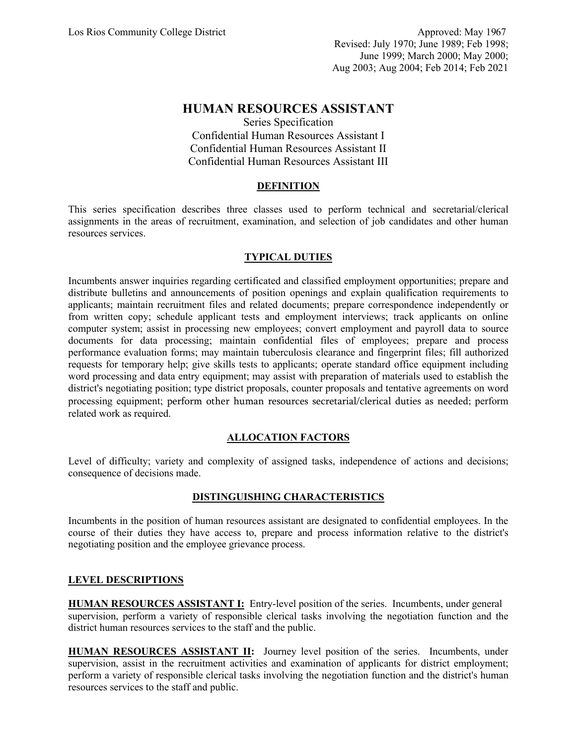Los Rios Community College District

Approved: May 1967
Revised: July 1970; June 1989; Feb 1998; June 1999; March 2000; May 2000; Aug 2003; Aug 2004; Feb 2014; Feb 2021

# HUMAN RESOURCES ASSISTANT

Series Specification
Confidential Human Resources Assistant I
Confidential Human Resources Assistant II
Confidential Human Resources Assistant III

## DEFINITION

This series specification describes three classes used to perform technical and secretarial/clerical assignments in the areas of recruitment, examination, and selection of job candidates and other human resources services.

## TYPICAL DUTIES

Incumbents answer inquiries regarding certificated and classified employment opportunities; prepare and distribute bulletins and announcements of position openings and explain qualification requirements to applicants; maintain recruitment files and related documents; prepare correspondence independently or from written copy; schedule applicant tests and employment interviews; track applicants on online computer system; assist in processing new employees; convert employment and payroll data to source documents for data processing; maintain confidential files of employees; prepare and process performance evaluation forms; may maintain tuberculosis clearance and fingerprint files; fill authorized requests for temporary help; give skills tests to applicants; operate standard office equipment including word processing and data entry equipment; may assist with preparation of materials used to establish the district's negotiating position; type district proposals, counter proposals and tentative agreements on word processing equipment; perform other human resources secretarial/clerical duties as needed; perform related work as required.

## ALLOCATION FACTORS

Level of difficulty; variety and complexity of assigned tasks, independence of actions and decisions; consequence of decisions made.

## DISTINGUISHING CHARACTERISTICS

Incumbents in the position of human resources assistant are designated to confidential employees. In the course of their duties they have access to, prepare and process information relative to the district's negotiating position and the employee grievance process.

## LEVEL DESCRIPTIONS

**HUMAN RESOURCES ASSISTANT I:** Entry-level position of the series. Incumbents, under general supervision, perform a variety of responsible clerical tasks involving the negotiation function and the district human resources services to the staff and the public.

**HUMAN RESOURCES ASSISTANT II:** Journey level position of the series. Incumbents, under supervision, assist in the recruitment activities and examination of applicants for district employment; perform a variety of responsible clerical tasks involving the negotiation function and the district's human resources services to the staff and public.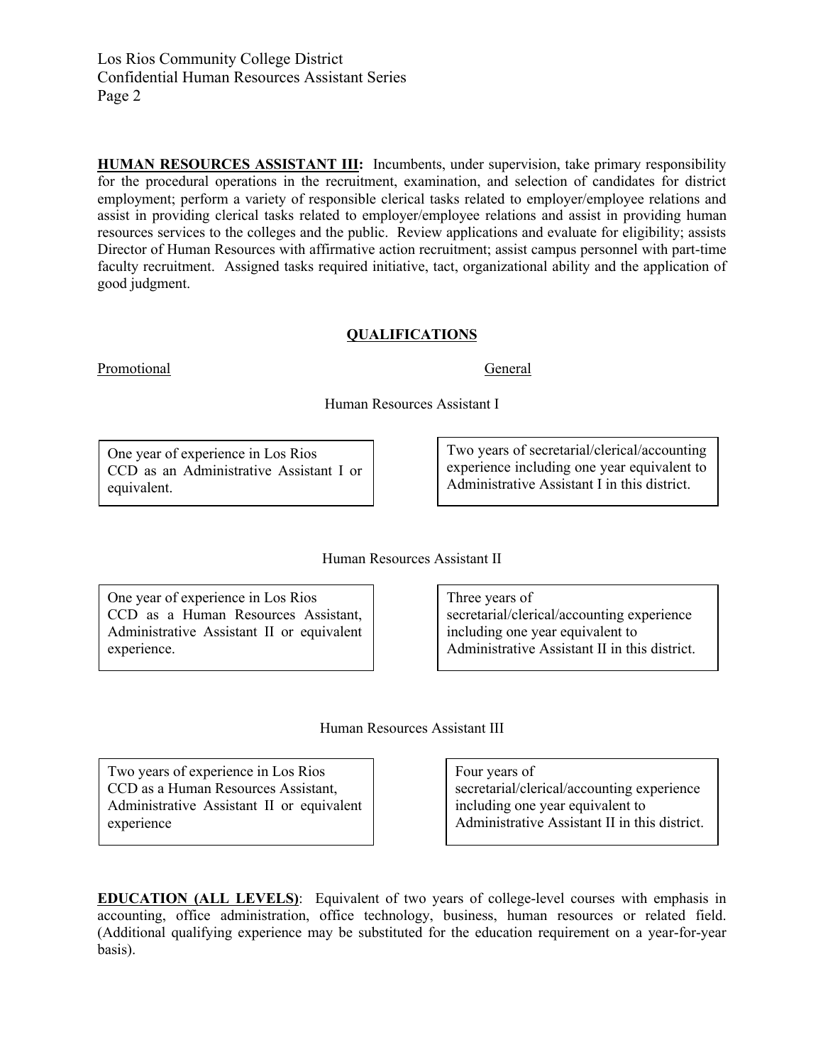**HUMAN RESOURCES ASSISTANT III:** Incumbents, under supervision, take primary responsibility for the procedural operations in the recruitment, examination, and selection of candidates for district employment; perform a variety of responsible clerical tasks related to employer/employee relations and assist in providing clerical tasks related to employer/employee relations and assist in providing human resources services to the colleges and the public. Review applications and evaluate for eligibility; assists Director of Human Resources with affirmative action recruitment; assist campus personnel with part-time faculty recruitment. Assigned tasks required initiative, tact, organizational ability and the application of good judgment.

## QUALIFICATIONS

| Promotional | General |
| --- | --- |
| **Human Resources Assistant I** | |
| One year of experience in Los Rios CCD as an Administrative Assistant I or equivalent. | Two years of secretarial/clerical/accounting experience including one year equivalent to Administrative Assistant I in this district. |
| **Human Resources Assistant II** | |
| One year of experience in Los Rios CCD as a Human Resources Assistant, Administrative Assistant II or equivalent experience. | Three years of secretarial/clerical/accounting experience including one year equivalent to Administrative Assistant II in this district. |
| **Human Resources Assistant III** | |
| Two years of experience in Los Rios CCD as a Human Resources Assistant, Administrative Assistant II or equivalent experience | Four years of secretarial/clerical/accounting experience including one year equivalent to Administrative Assistant II in this district. |

**EDUCATION (ALL LEVELS)**: Equivalent of two years of college-level courses with emphasis in accounting, office administration, office technology, business, human resources or related field. (Additional qualifying experience may be substituted for the education requirement on a year-for-year basis).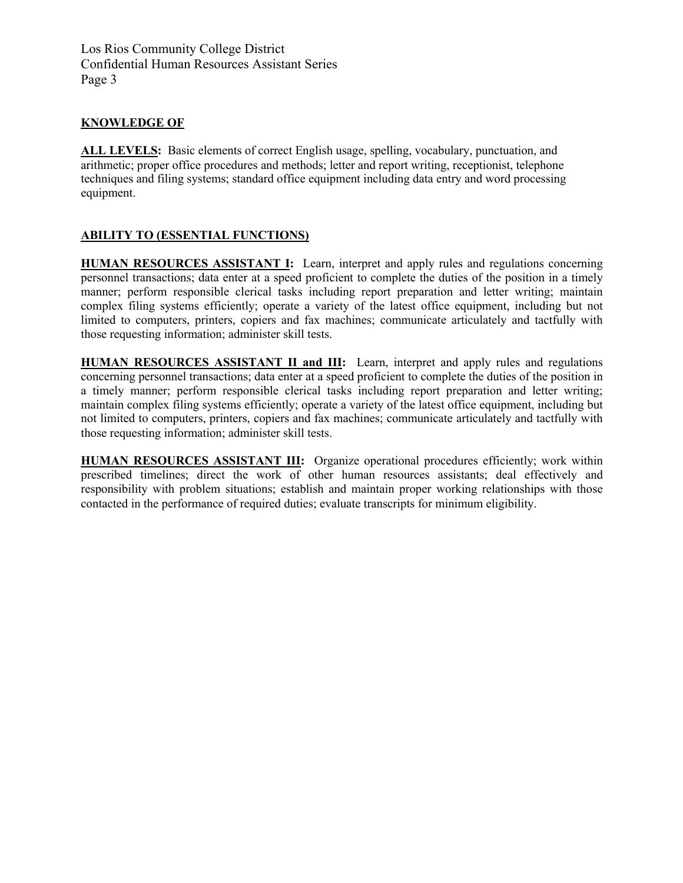## KNOWLEDGE OF

**ALL LEVELS:** Basic elements of correct English usage, spelling, vocabulary, punctuation, and arithmetic; proper office procedures and methods; letter and report writing, receptionist, telephone techniques and filing systems; standard office equipment including data entry and word processing equipment.

## ABILITY TO (ESSENTIAL FUNCTIONS)

**HUMAN RESOURCES ASSISTANT I:** Learn, interpret and apply rules and regulations concerning personnel transactions; data enter at a speed proficient to complete the duties of the position in a timely manner; perform responsible clerical tasks including report preparation and letter writing; maintain complex filing systems efficiently; operate a variety of the latest office equipment, including but not limited to computers, printers, copiers and fax machines; communicate articulately and tactfully with those requesting information; administer skill tests.

**HUMAN RESOURCES ASSISTANT II and III:** Learn, interpret and apply rules and regulations concerning personnel transactions; data enter at a speed proficient to complete the duties of the position in a timely manner; perform responsible clerical tasks including report preparation and letter writing; maintain complex filing systems efficiently; operate a variety of the latest office equipment, including but not limited to computers, printers, copiers and fax machines; communicate articulately and tactfully with those requesting information; administer skill tests.

**HUMAN RESOURCES ASSISTANT III:** Organize operational procedures efficiently; work within prescribed timelines; direct the work of other human resources assistants; deal effectively and responsibility with problem situations; establish and maintain proper working relationships with those contacted in the performance of required duties; evaluate transcripts for minimum eligibility.